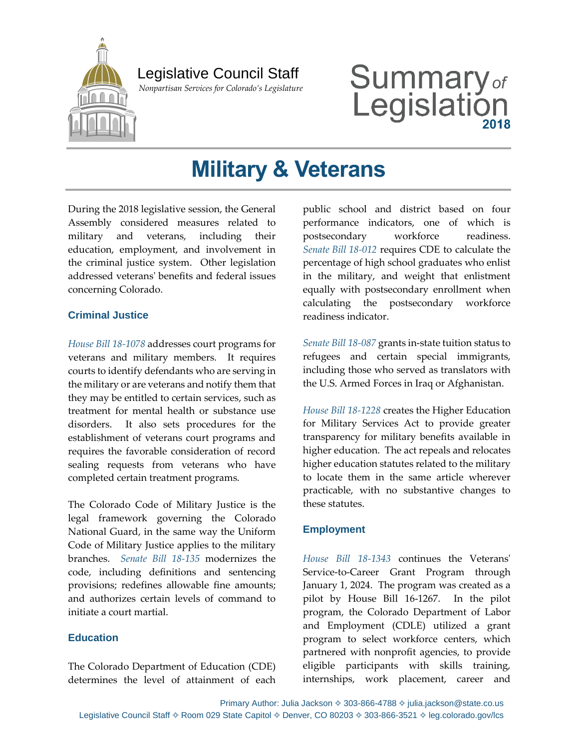Legislative Council Staff

*Nonpartisan Services for Colorado's Legislature*

# Summary of Legislation 2018

# Military & Veterans

During the 2018 legislative session, the General Assembly considered measures related to military and veterans, including their education, employment, and involvement in the criminal justice system. Other legislation addressed veterans' benefits and federal issues concerning Colorado.

## Criminal Justice

*House Bill 18-1078* addresses court programs for veterans and military members. It requires courts to identify defendants who are serving in the military or are veterans and notify them that they may be entitled to certain services, such as treatment for mental health or substance use disorders. It also sets procedures for the establishment of veterans court programs and requires the favorable consideration of record sealing requests from veterans who have completed certain treatment programs.

The Colorado Code of Military Justice is the legal framework governing the Colorado National Guard, in the same way the Uniform Code of Military Justice applies to the military branches. *Senate Bill 18-135* modernizes the code, including definitions and sentencing provisions; redefines allowable fine amounts; and authorizes certain levels of command to initiate a court martial.

## Education

The Colorado Department of Education (CDE) determines the level of attainment of each public school and district based on four performance indicators, one of which is postsecondary workforce readiness. *Senate Bill 18-012* requires CDE to calculate the percentage of high school graduates who enlist in the military, and weight that enlistment equally with postsecondary enrollment when calculating the postsecondary workforce readiness indicator.

*Senate Bill 18-087* grants in-state tuition status to refugees and certain special immigrants, including those who served as translators with the U.S. Armed Forces in Iraq or Afghanistan.

*House Bill 18-1228* creates the Higher Education for Military Services Act to provide greater transparency for military benefits available in higher education. The act repeals and relocates higher education statutes related to the military to locate them in the same article wherever practicable, with no substantive changes to these statutes.

## Employment

*House Bill 18-1343* continues the Veterans' Service-to-Career Grant Program through January 1, 2024. The program was created as a pilot by House Bill 16-1267. In the pilot program, the Colorado Department of Labor and Employment (CDLE) utilized a grant program to select workforce centers, which partnered with nonprofit agencies, to provide eligible participants with skills training, internships, work placement, career and

Primary Author: Julia Jackson ✧ 303-866-4788 ✧ julia.jackson@state.co.us
Legislative Council Staff ✧ Room 029 State Capitol ✧ Denver, CO 80203 ✧ 303-866-3521 ✧ leg.colorado.gov/lcs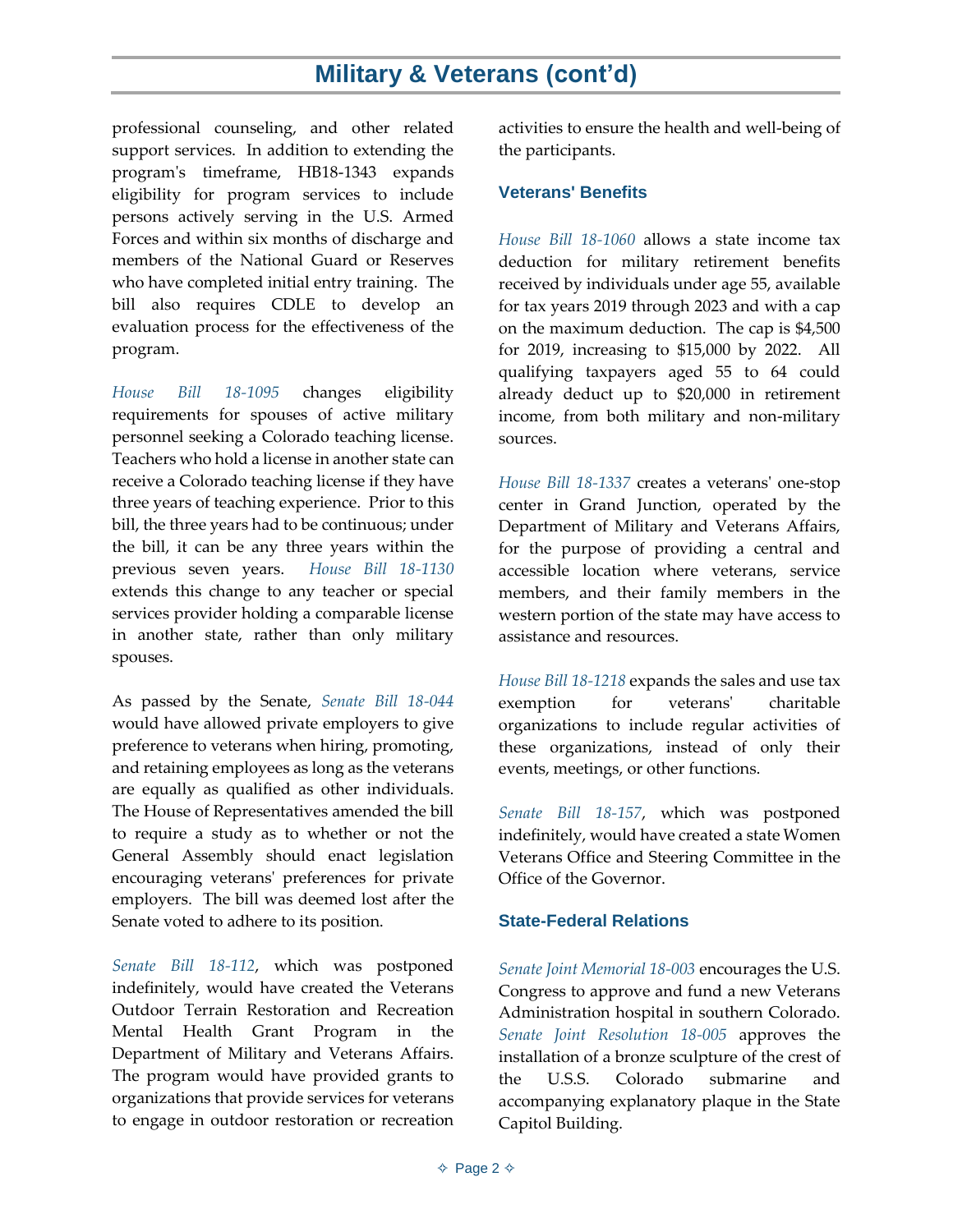# Military & Veterans (cont'd)

professional counseling, and other related support services. In addition to extending the program's timeframe, HB18-1343 expands eligibility for program services to include persons actively serving in the U.S. Armed Forces and within six months of discharge and members of the National Guard or Reserves who have completed initial entry training. The bill also requires CDLE to develop an evaluation process for the effectiveness of the program.

*House Bill 18-1095* changes eligibility requirements for spouses of active military personnel seeking a Colorado teaching license. Teachers who hold a license in another state can receive a Colorado teaching license if they have three years of teaching experience. Prior to this bill, the three years had to be continuous; under the bill, it can be any three years within the previous seven years. *House Bill 18-1130* extends this change to any teacher or special services provider holding a comparable license in another state, rather than only military spouses.

As passed by the Senate, *Senate Bill 18-044* would have allowed private employers to give preference to veterans when hiring, promoting, and retaining employees as long as the veterans are equally as qualified as other individuals. The House of Representatives amended the bill to require a study as to whether or not the General Assembly should enact legislation encouraging veterans' preferences for private employers. The bill was deemed lost after the Senate voted to adhere to its position.

*Senate Bill 18-112*, which was postponed indefinitely, would have created the Veterans Outdoor Terrain Restoration and Recreation Mental Health Grant Program in the Department of Military and Veterans Affairs. The program would have provided grants to organizations that provide services for veterans to engage in outdoor restoration or recreation activities to ensure the health and well-being of the participants.

## Veterans' Benefits

*House Bill 18-1060* allows a state income tax deduction for military retirement benefits received by individuals under age 55, available for tax years 2019 through 2023 and with a cap on the maximum deduction. The cap is $4,500 for 2019, increasing to $15,000 by 2022. All qualifying taxpayers aged 55 to 64 could already deduct up to $20,000 in retirement income, from both military and non-military sources.

*House Bill 18-1337* creates a veterans' one-stop center in Grand Junction, operated by the Department of Military and Veterans Affairs, for the purpose of providing a central and accessible location where veterans, service members, and their family members in the western portion of the state may have access to assistance and resources.

*House Bill 18-1218* expands the sales and use tax exemption for veterans' charitable organizations to include regular activities of these organizations, instead of only their events, meetings, or other functions.

*Senate Bill 18-157*, which was postponed indefinitely, would have created a state Women Veterans Office and Steering Committee in the Office of the Governor.

## State-Federal Relations

*Senate Joint Memorial 18-003* encourages the U.S. Congress to approve and fund a new Veterans Administration hospital in southern Colorado. *Senate Joint Resolution 18-005* approves the installation of a bronze sculpture of the crest of the U.S.S. Colorado submarine and accompanying explanatory plaque in the State Capitol Building.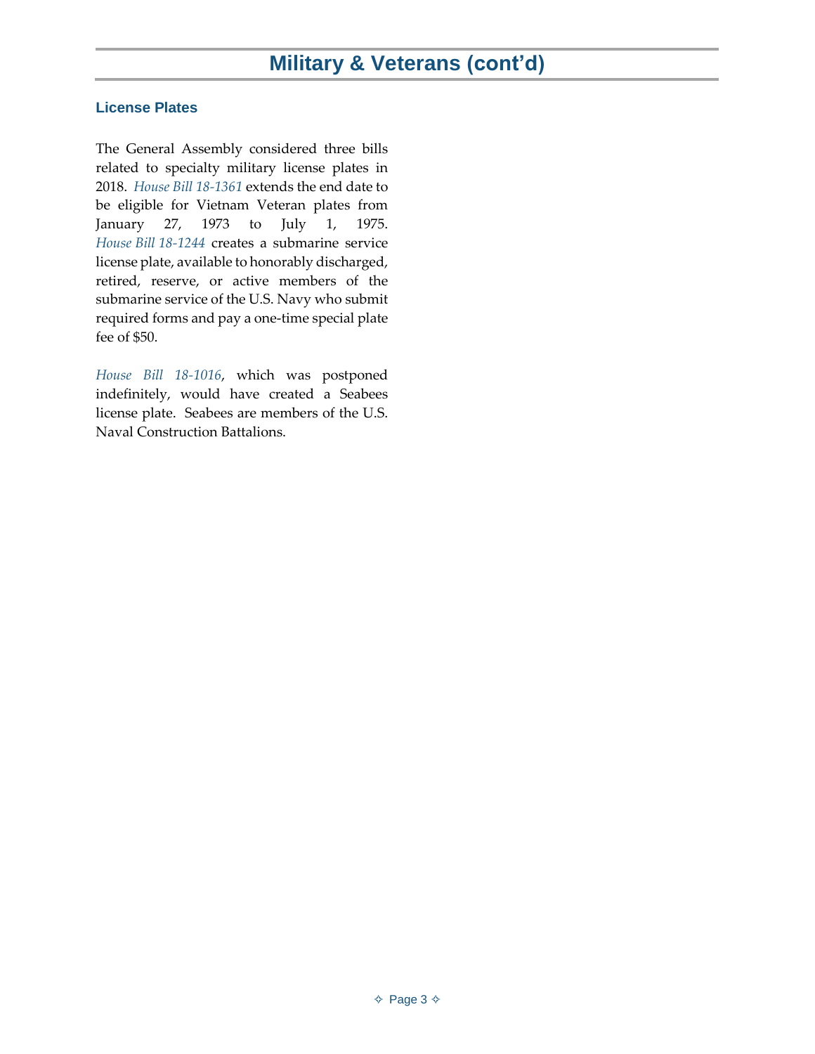# Military & Veterans (cont'd)

## License Plates

The General Assembly considered three bills related to specialty military license plates in 2018. *House Bill 18-1361* extends the end date to be eligible for Vietnam Veteran plates from January 27, 1973 to July 1, 1975. *House Bill 18-1244* creates a submarine service license plate, available to honorably discharged, retired, reserve, or active members of the submarine service of the U.S. Navy who submit required forms and pay a one-time special plate fee of $50.

*House Bill 18-1016*, which was postponed indefinitely, would have created a Seabees license plate. Seabees are members of the U.S. Naval Construction Battalions.